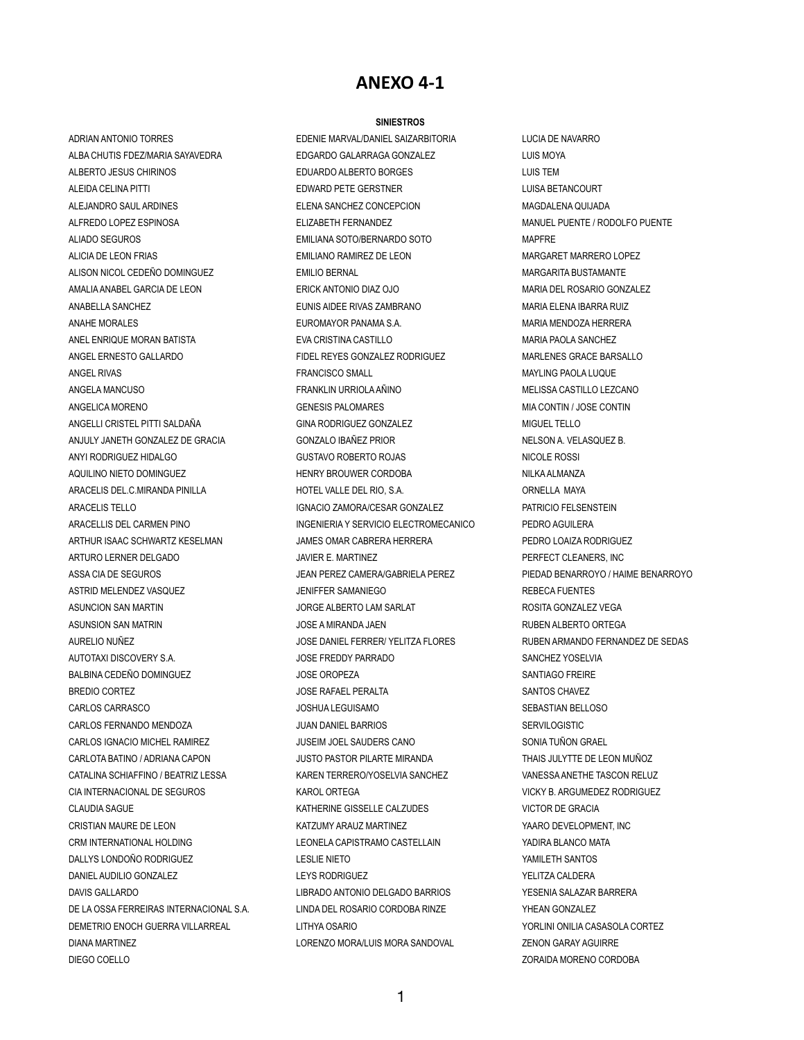# ANEXO 4-1

**SINIESTROS**

ADRIAN ANTONIO TORRES
ALBA CHUTIS FDEZ/MARIA SAYAVEDRA
ALBERTO JESUS CHIRINOS
ALEIDA CELINA PITTI
ALEJANDRO SAUL ARDINES
ALFREDO LOPEZ ESPINOSA
ALIADO SEGUROS
ALICIA DE LEON FRIAS
ALISON NICOL CEDEÑO DOMINGUEZ
AMALIA ANABEL GARCIA DE LEON
ANABELLA SANCHEZ
ANAHE MORALES
ANEL ENRIQUE MORAN BATISTA
ANGEL ERNESTO GALLARDO
ANGEL RIVAS
ANGELA MANCUSO
ANGELICA MORENO
ANGELLI CRISTEL PITTI SALDAÑA
ANJULY JANETH GONZALEZ DE GRACIA
ANYI RODRIGUEZ HIDALGO
AQUILINO NIETO DOMINGUEZ
ARACELIS DEL.C.MIRANDA PINILLA
ARACELIS TELLO
ARACELLIS DEL CARMEN PINO
ARTHUR ISAAC SCHWARTZ KESELMAN
ARTURO LERNER DELGADO
ASSA CIA DE SEGUROS
ASTRID MELENDEZ VASQUEZ
ASUNCION SAN MARTIN
ASUNSION SAN MATRIN
AURELIO NUÑEZ
AUTOTAXI DISCOVERY S.A.
BALBINA CEDEÑO DOMINGUEZ
BREDIO CORTEZ
CARLOS CARRASCO
CARLOS FERNANDO MENDOZA
CARLOS IGNACIO MICHEL RAMIREZ
CARLOTA BATINO / ADRIANA CAPON
CATALINA SCHIAFFINO / BEATRIZ LESSA
CIA INTERNACIONAL DE SEGUROS
CLAUDIA SAGUE
CRISTIAN MAURE DE LEON
CRM INTERNATIONAL HOLDING
DALLYS LONDOÑO RODRIGUEZ
DANIEL AUDILIO GONZALEZ
DAVIS GALLARDO
DE LA OSSA FERREIRAS INTERNACIONAL S.A.
DEMETRIO ENOCH GUERRA VILLARREAL
DIANA MARTINEZ
DIEGO COELLO
EDENIE MARVAL/DANIEL SAIZARBITORIA
EDGARDO GALARRAGA GONZALEZ
EDUARDO ALBERTO BORGES
EDWARD PETE GERSTNER
ELENA SANCHEZ CONCEPCION
ELIZABETH FERNANDEZ
EMILIANA SOTO/BERNARDO SOTO
EMILIANO RAMIREZ DE LEON
EMILIO BERNAL
ERICK ANTONIO DIAZ OJO
EUNIS AIDEE RIVAS ZAMBRANO
EUROMAYOR PANAMA S.A.
EVA CRISTINA CASTILLO
FIDEL REYES GONZALEZ RODRIGUEZ
FRANCISCO SMALL
FRANKLIN URRIOLA AÑINO
GENESIS PALOMARES
GINA RODRIGUEZ GONZALEZ
GONZALO IBAÑEZ PRIOR
GUSTAVO ROBERTO ROJAS
HENRY BROUWER CORDOBA
HOTEL VALLE DEL RIO, S.A.
IGNACIO ZAMORA/CESAR GONZALEZ
INGENIERIA Y SERVICIO ELECTROMECANICO
JAMES OMAR CABRERA HERRERA
JAVIER E. MARTINEZ
JEAN PEREZ CAMERA/GABRIELA PEREZ
JENIFFER SAMANIEGO
JORGE ALBERTO LAM SARLAT
JOSE A MIRANDA JAEN
JOSE DANIEL FERRER/ YELITZA FLORES
JOSE FREDDY PARRADO
JOSE OROPEZA
JOSE RAFAEL PERALTA
JOSHUA LEGUISAMO
JUAN DANIEL BARRIOS
JUSEIM JOEL SAUDERS CANO
JUSTO PASTOR PILARTE MIRANDA
KAREN TERRERO/YOSELVIA SANCHEZ
KAROL ORTEGA
KATHERINE GISSELLE CALZUDES
KATZUMY ARAUZ MARTINEZ
LEONELA CAPISTRAMO CASTELLAIN
LESLIE NIETO
LEYS RODRIGUEZ
LIBRADO ANTONIO DELGADO BARRIOS
LINDA DEL ROSARIO CORDOBA RINZE
LITHYA OSARIO
LORENZO MORA/LUIS MORA SANDOVAL
LUCIA DE NAVARRO
LUIS MOYA
LUIS TEM
LUISA BETANCOURT
MAGDALENA QUIJADA
MANUEL PUENTE / RODOLFO PUENTE
MAPFRE
MARGARET MARRERO LOPEZ
MARGARITA BUSTAMANTE
MARIA DEL ROSARIO GONZALEZ
MARIA ELENA IBARRA RUIZ
MARIA MENDOZA HERRERA
MARIA PAOLA SANCHEZ
MARLENES GRACE BARSALLO
MAYLING PAOLA LUQUE
MELISSA CASTILLO LEZCANO
MIA CONTIN / JOSE CONTIN
MIGUEL TELLO
NELSON A. VELASQUEZ B.
NICOLE ROSSI
NILKA ALMANZA
ORNELLA MAYA
PATRICIO FELSENSTEIN
PEDRO AGUILERA
PEDRO LOAIZA RODRIGUEZ
PERFECT CLEANERS, INC
PIEDAD BENARROYO / HAIME BENARROYO
REBECA FUENTES
ROSITA GONZALEZ VEGA
RUBEN ALBERTO ORTEGA
RUBEN ARMANDO FERNANDEZ DE SEDAS
SANCHEZ YOSELVIA
SANTIAGO FREIRE
SANTOS CHAVEZ
SEBASTIAN BELLOSO
SERVILOGISTIC
SONIA TUÑON GRAEL
THAIS JULYTTE DE LEON MUÑOZ
VANESSA ANETHE TASCON RELUZ
VICKY B. ARGUMEDEZ RODRIGUEZ
VICTOR DE GRACIA
YAARO DEVELOPMENT, INC
YADIRA BLANCO MATA
YAMILETH SANTOS
YELITZA CALDERA
YESENIA SALAZAR BARRERA
YHEAN GONZALEZ
YORLINI ONILIA CASASOLA CORTEZ
ZENON GARAY AGUIRRE
ZORAIDA MORENO CORDOBA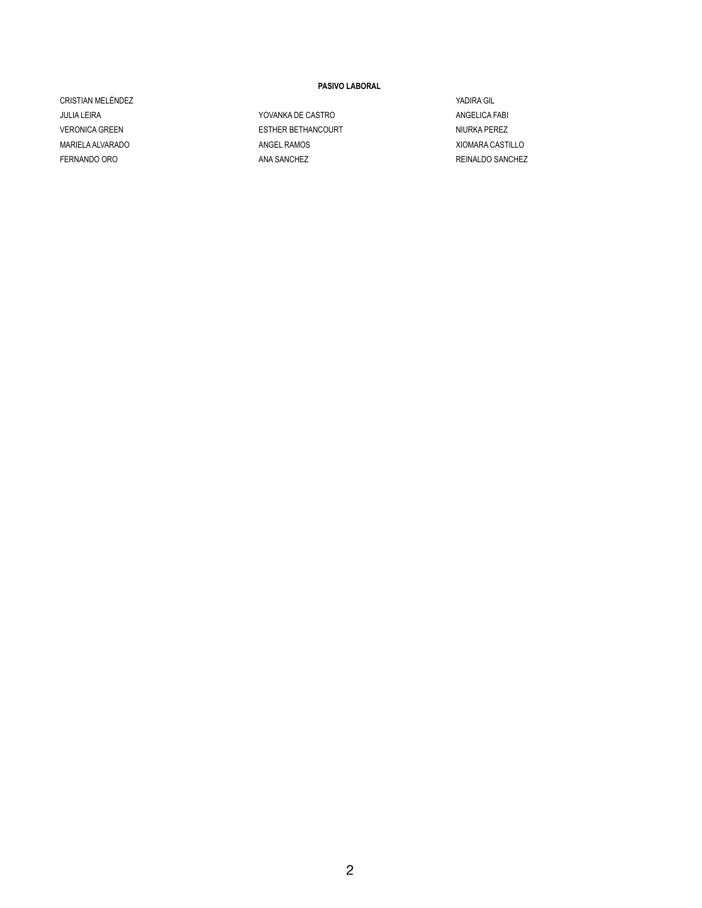**PASIVO LABORAL**

| | | |
|---|---|---|
| CRISTIAN MELÉNDEZ | | YADIRA GIL |
| JULIA LEIRA | YOVANKA DE CASTRO | ANGELICA FABI |
| VERONICA GREEN | ESTHER BETHANCOURT | NIURKA PEREZ |
| MARIELA ALVARADO | ANGEL RAMOS | XIOMARA CASTILLO |
| FERNANDO ORO | ANA SANCHEZ | REINALDO SANCHEZ |